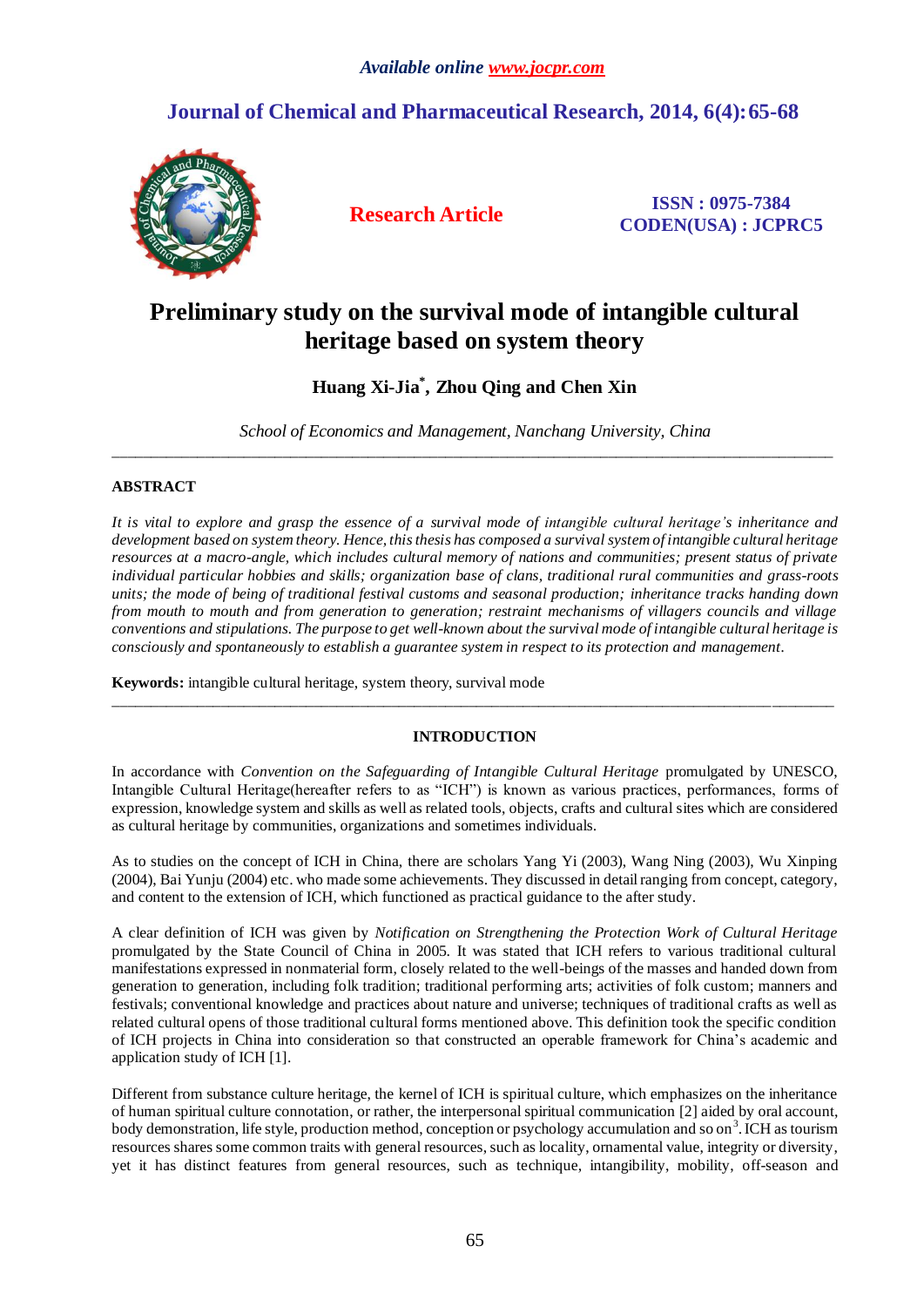*Available online www.jocpr.com*

**Journal of Chemical and Pharmaceutical Research, 2014, 6(4):65-68**

**Research Article**

**ISSN : 0975-7384**
**CODEN(USA) : JCPRC5**

# Preliminary study on the survival mode of intangible cultural heritage based on system theory

**Huang Xi-Jia*, Zhou Qing and Chen Xin**

*School of Economics and Management, Nanchang University, China*

---

## ABSTRACT

*It is vital to explore and grasp the essence of a survival mode of intangible cultural heritage's inheritance and development based on system theory. Hence, this thesis has composed a survival system of intangible cultural heritage resources at a macro-angle, which includes cultural memory of nations and communities; present status of private individual particular hobbies and skills; organization base of clans, traditional rural communities and grass-roots units; the mode of being of traditional festival customs and seasonal production; inheritance tracks handing down from mouth to mouth and from generation to generation; restraint mechanisms of villagers councils and village conventions and stipulations. The purpose to get well-known about the survival mode of intangible cultural heritage is consciously and spontaneously to establish a guarantee system in respect to its protection and management.*

**Keywords:** intangible cultural heritage, system theory, survival mode

---

## INTRODUCTION

In accordance with *Convention on the Safeguarding of Intangible Cultural Heritage* promulgated by UNESCO, Intangible Cultural Heritage(hereafter refers to as "ICH") is known as various practices, performances, forms of expression, knowledge system and skills as well as related tools, objects, crafts and cultural sites which are considered as cultural heritage by communities, organizations and sometimes individuals.

As to studies on the concept of ICH in China, there are scholars Yang Yi (2003), Wang Ning (2003), Wu Xinping (2004), Bai Yunju (2004) etc. who made some achievements. They discussed in detail ranging from concept, category, and content to the extension of ICH, which functioned as practical guidance to the after study.

A clear definition of ICH was given by *Notification on Strengthening the Protection Work of Cultural Heritage* promulgated by the State Council of China in 2005. It was stated that ICH refers to various traditional cultural manifestations expressed in nonmaterial form, closely related to the well-beings of the masses and handed down from generation to generation, including folk tradition; traditional performing arts; activities of folk custom; manners and festivals; conventional knowledge and practices about nature and universe; techniques of traditional crafts as well as related cultural opens of those traditional cultural forms mentioned above. This definition took the specific condition of ICH projects in China into consideration so that constructed an operable framework for China's academic and application study of ICH [1].

Different from substance culture heritage, the kernel of ICH is spiritual culture, which emphasizes on the inheritance of human spiritual culture connotation, or rather, the interpersonal spiritual communication [2] aided by oral account, body demonstration, life style, production method, conception or psychology accumulation and so on[3]. ICH as tourism resources shares some common traits with general resources, such as locality, ornamental value, integrity or diversity, yet it has distinct features from general resources, such as technique, intangibility, mobility, off-season and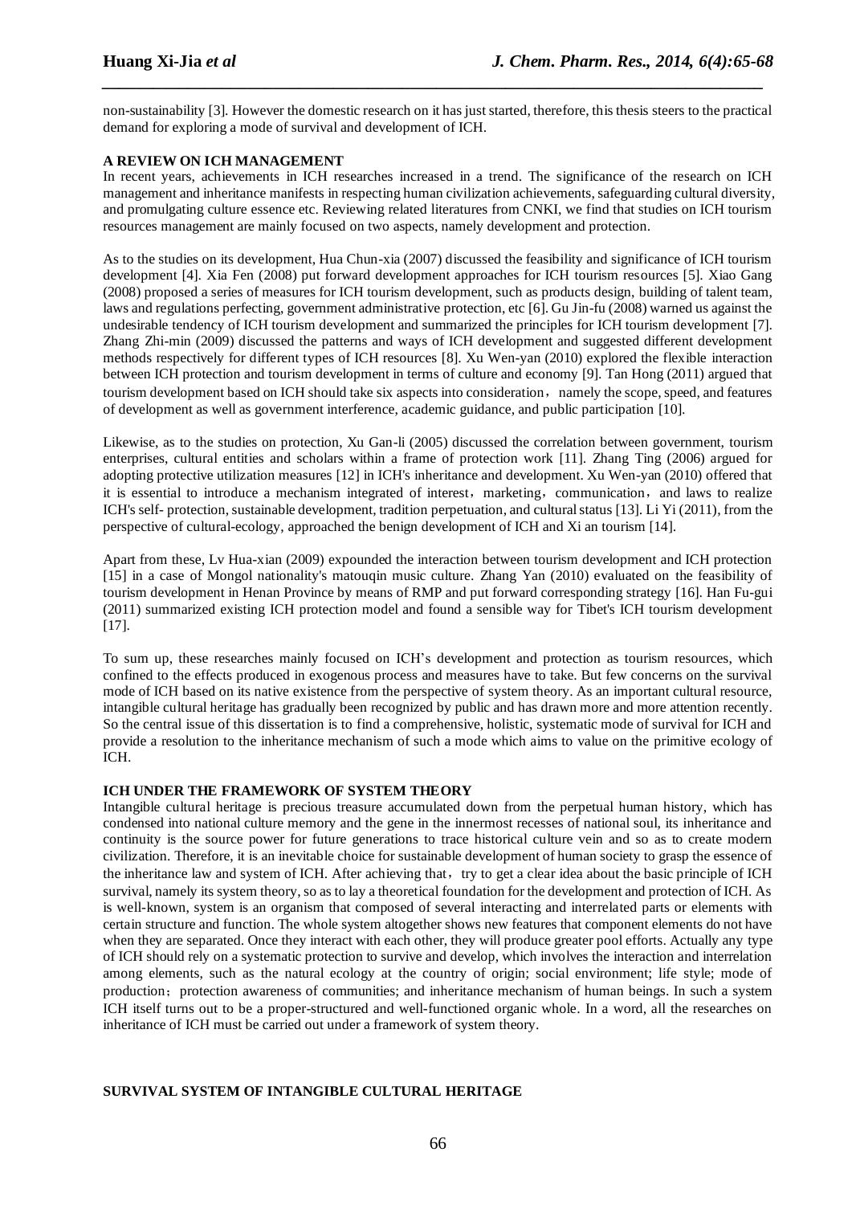non-sustainability [3]. However the domestic research on it has just started, therefore, this thesis steers to the practical demand for exploring a mode of survival and development of ICH.

**A REVIEW ON ICH MANAGEMENT**

In recent years, achievements in ICH researches increased in a trend. The significance of the research on ICH management and inheritance manifests in respecting human civilization achievements, safeguarding cultural diversity, and promulgating culture essence etc. Reviewing related literatures from CNKI, we find that studies on ICH tourism resources management are mainly focused on two aspects, namely development and protection.

As to the studies on its development, Hua Chun-xia (2007) discussed the feasibility and significance of ICH tourism development [4]. Xia Fen (2008) put forward development approaches for ICH tourism resources [5]. Xiao Gang (2008) proposed a series of measures for ICH tourism development, such as products design, building of talent team, laws and regulations perfecting, government administrative protection, etc [6]. Gu Jin-fu (2008) warned us against the undesirable tendency of ICH tourism development and summarized the principles for ICH tourism development [7]. Zhang Zhi-min (2009) discussed the patterns and ways of ICH development and suggested different development methods respectively for different types of ICH resources [8]. Xu Wen-yan (2010) explored the flexible interaction between ICH protection and tourism development in terms of culture and economy [9]. Tan Hong (2011) argued that tourism development based on ICH should take six aspects into consideration，namely the scope, speed, and features of development as well as government interference, academic guidance, and public participation [10].

Likewise, as to the studies on protection, Xu Gan-li (2005) discussed the correlation between government, tourism enterprises, cultural entities and scholars within a frame of protection work [11]. Zhang Ting (2006) argued for adopting protective utilization measures [12] in ICH's inheritance and development. Xu Wen-yan (2010) offered that it is essential to introduce a mechanism integrated of interest，marketing，communication，and laws to realize ICH's self- protection, sustainable development, tradition perpetuation, and cultural status [13]. Li Yi (2011), from the perspective of cultural-ecology, approached the benign development of ICH and Xi an tourism [14].

Apart from these, Lv Hua-xian (2009) expounded the interaction between tourism development and ICH protection [15] in a case of Mongol nationality's matouqin music culture. Zhang Yan (2010) evaluated on the feasibility of tourism development in Henan Province by means of RMP and put forward corresponding strategy [16]. Han Fu-gui (2011) summarized existing ICH protection model and found a sensible way for Tibet's ICH tourism development [17].

To sum up, these researches mainly focused on ICH's development and protection as tourism resources, which confined to the effects produced in exogenous process and measures have to take. But few concerns on the survival mode of ICH based on its native existence from the perspective of system theory. As an important cultural resource, intangible cultural heritage has gradually been recognized by public and has drawn more and more attention recently. So the central issue of this dissertation is to find a comprehensive, holistic, systematic mode of survival for ICH and provide a resolution to the inheritance mechanism of such a mode which aims to value on the primitive ecology of ICH.

**ICH UNDER THE FRAMEWORK OF SYSTEM THEORY**

Intangible cultural heritage is precious treasure accumulated down from the perpetual human history, which has condensed into national culture memory and the gene in the innermost recesses of national soul, its inheritance and continuity is the source power for future generations to trace historical culture vein and so as to create modern civilization. Therefore, it is an inevitable choice for sustainable development of human society to grasp the essence of the inheritance law and system of ICH. After achieving that，try to get a clear idea about the basic principle of ICH survival, namely its system theory, so as to lay a theoretical foundation for the development and protection of ICH. As is well-known, system is an organism that composed of several interacting and interrelated parts or elements with certain structure and function. The whole system altogether shows new features that component elements do not have when they are separated. Once they interact with each other, they will produce greater pool efforts. Actually any type of ICH should rely on a systematic protection to survive and develop, which involves the interaction and interrelation among elements, such as the natural ecology at the country of origin; social environment; life style; mode of production；protection awareness of communities; and inheritance mechanism of human beings. In such a system ICH itself turns out to be a proper-structured and well-functioned organic whole. In a word, all the researches on inheritance of ICH must be carried out under a framework of system theory.

**SURVIVAL SYSTEM OF INTANGIBLE CULTURAL HERITAGE**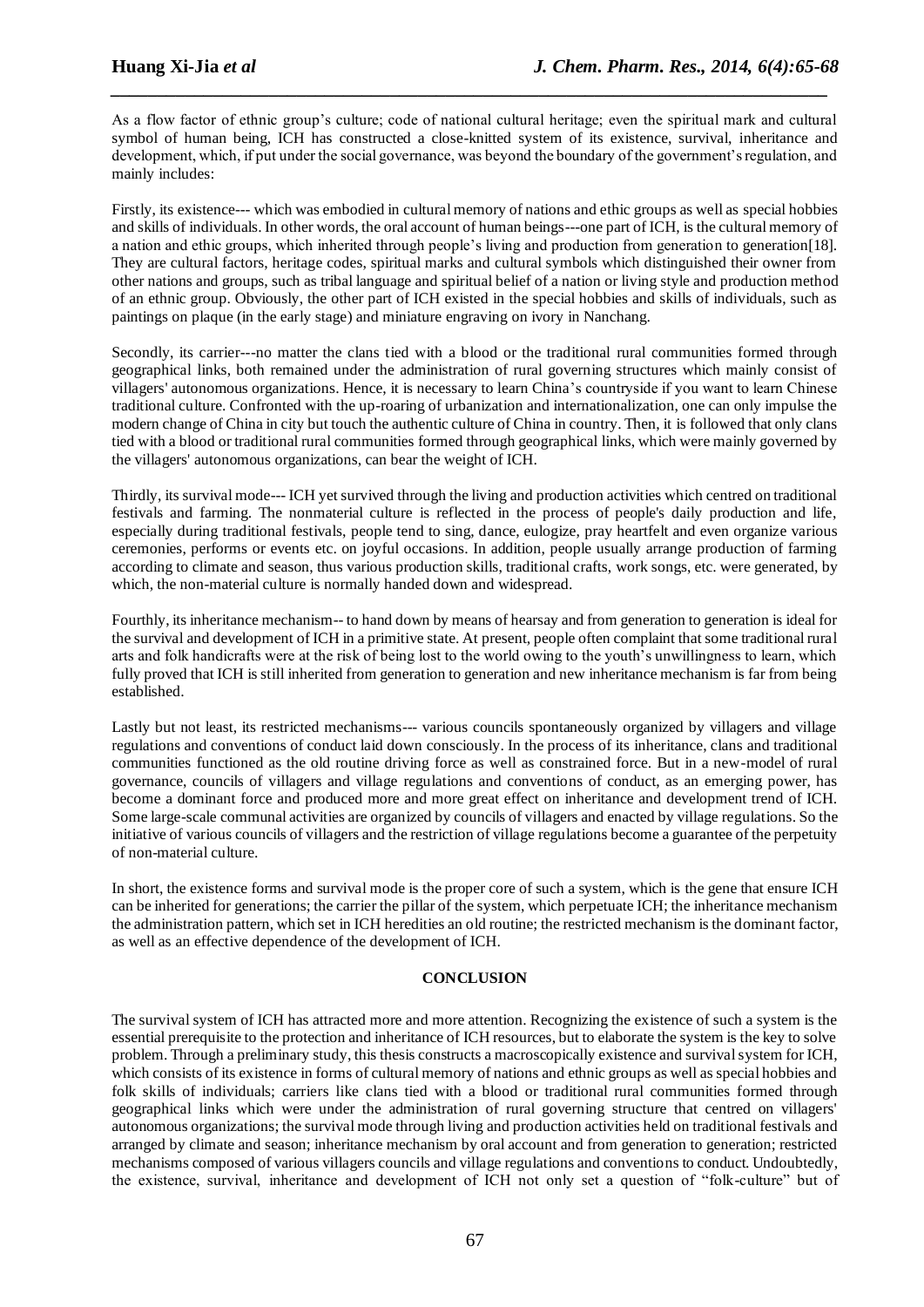As a flow factor of ethnic group's culture; code of national cultural heritage; even the spiritual mark and cultural symbol of human being, ICH has constructed a close-knitted system of its existence, survival, inheritance and development, which, if put under the social governance, was beyond the boundary of the government's regulation, and mainly includes:

Firstly, its existence--- which was embodied in cultural memory of nations and ethic groups as well as special hobbies and skills of individuals. In other words, the oral account of human beings---one part of ICH, is the cultural memory of a nation and ethic groups, which inherited through people's living and production from generation to generation[18]. They are cultural factors, heritage codes, spiritual marks and cultural symbols which distinguished their owner from other nations and groups, such as tribal language and spiritual belief of a nation or living style and production method of an ethnic group. Obviously, the other part of ICH existed in the special hobbies and skills of individuals, such as paintings on plaque (in the early stage) and miniature engraving on ivory in Nanchang.

Secondly, its carrier---no matter the clans tied with a blood or the traditional rural communities formed through geographical links, both remained under the administration of rural governing structures which mainly consist of villagers' autonomous organizations. Hence, it is necessary to learn China's countryside if you want to learn Chinese traditional culture. Confronted with the up-roaring of urbanization and internationalization, one can only impulse the modern change of China in city but touch the authentic culture of China in country. Then, it is followed that only clans tied with a blood or traditional rural communities formed through geographical links, which were mainly governed by the villagers' autonomous organizations, can bear the weight of ICH.

Thirdly, its survival mode--- ICH yet survived through the living and production activities which centred on traditional festivals and farming. The nonmaterial culture is reflected in the process of people's daily production and life, especially during traditional festivals, people tend to sing, dance, eulogize, pray heartfelt and even organize various ceremonies, performs or events etc. on joyful occasions. In addition, people usually arrange production of farming according to climate and season, thus various production skills, traditional crafts, work songs, etc. were generated, by which, the non-material culture is normally handed down and widespread.

Fourthly, its inheritance mechanism-- to hand down by means of hearsay and from generation to generation is ideal for the survival and development of ICH in a primitive state. At present, people often complaint that some traditional rural arts and folk handicrafts were at the risk of being lost to the world owing to the youth's unwillingness to learn, which fully proved that ICH is still inherited from generation to generation and new inheritance mechanism is far from being established.

Lastly but not least, its restricted mechanisms--- various councils spontaneously organized by villagers and village regulations and conventions of conduct laid down consciously. In the process of its inheritance, clans and traditional communities functioned as the old routine driving force as well as constrained force. But in a new-model of rural governance, councils of villagers and village regulations and conventions of conduct, as an emerging power, has become a dominant force and produced more and more great effect on inheritance and development trend of ICH. Some large-scale communal activities are organized by councils of villagers and enacted by village regulations. So the initiative of various councils of villagers and the restriction of village regulations become a guarantee of the perpetuity of non-material culture.

In short, the existence forms and survival mode is the proper core of such a system, which is the gene that ensure ICH can be inherited for generations; the carrier the pillar of the system, which perpetuate ICH; the inheritance mechanism the administration pattern, which set in ICH heredities an old routine; the restricted mechanism is the dominant factor, as well as an effective dependence of the development of ICH.

## CONCLUSION

The survival system of ICH has attracted more and more attention. Recognizing the existence of such a system is the essential prerequisite to the protection and inheritance of ICH resources, but to elaborate the system is the key to solve problem. Through a preliminary study, this thesis constructs a macroscopically existence and survival system for ICH, which consists of its existence in forms of cultural memory of nations and ethnic groups as well as special hobbies and folk skills of individuals; carriers like clans tied with a blood or traditional rural communities formed through geographical links which were under the administration of rural governing structure that centred on villagers' autonomous organizations; the survival mode through living and production activities held on traditional festivals and arranged by climate and season; inheritance mechanism by oral account and from generation to generation; restricted mechanisms composed of various villagers councils and village regulations and conventions to conduct. Undoubtedly, the existence, survival, inheritance and development of ICH not only set a question of "folk-culture" but of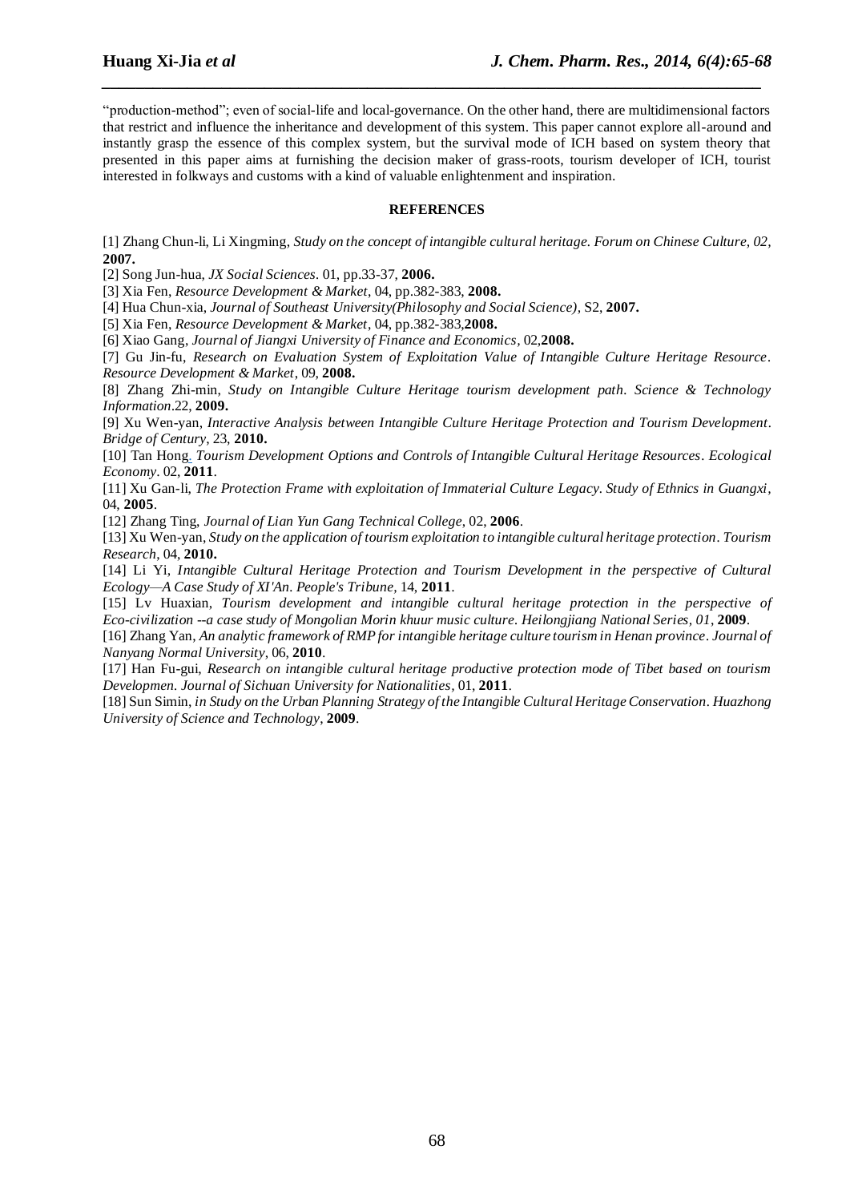"production-method"; even of social-life and local-governance. On the other hand, there are multidimensional factors that restrict and influence the inheritance and development of this system. This paper cannot explore all-around and instantly grasp the essence of this complex system, but the survival mode of ICH based on system theory that presented in this paper aims at furnishing the decision maker of grass-roots, tourism developer of ICH, tourist interested in folkways and customs with a kind of valuable enlightenment and inspiration.

## REFERENCES

[1] Zhang Chun-li, Li Xingming, *Study on the concept of intangible cultural heritage. Forum on Chinese Culture, 02*, **2007.**

[2] Song Jun-hua, *JX Social Sciences*. 01, pp.33-37, **2006.**

[3] Xia Fen, *Resource Development & Market*, 04, pp.382-383, **2008.**

[4] Hua Chun-xia, *Journal of Southeast University(Philosophy and Social Science)*, S2, **2007.**

[5] Xia Fen, *Resource Development & Market*, 04, pp.382-383,**2008.**

[6] Xiao Gang, *Journal of Jiangxi University of Finance and Economics*, 02,**2008.**

[7] Gu Jin-fu, *Research on Evaluation System of Exploitation Value of Intangible Culture Heritage Resource*. *Resource Development & Market*, 09, **2008.**

[8] Zhang Zhi-min, *Study on Intangible Culture Heritage tourism development path*. *Science & Technology Information*.22, **2009.**

[9] Xu Wen-yan, *Interactive Analysis between Intangible Culture Heritage Protection and Tourism Development*. *Bridge of Century*, 23, **2010.**

[10] Tan Hong. *Tourism Development Options and Controls of Intangible Cultural Heritage Resources*. *Ecological Economy*. 02, **2011**.

[11] Xu Gan-li, *The Protection Frame with exploitation of Immaterial Culture Legacy. Study of Ethnics in Guangxi*, 04, **2005**.

[12] Zhang Ting, *Journal of Lian Yun Gang Technical College*, 02, **2006**.

[13] Xu Wen-yan, *Study on the application of tourism exploitation to intangible cultural heritage protection*. *Tourism Research*, 04, **2010.**

[14] Li Yi, *Intangible Cultural Heritage Protection and Tourism Development in the perspective of Cultural Ecology—A Case Study of XI'An*. *People's Tribune*, 14, **2011**.

[15] Lv Huaxian, *Tourism development and intangible cultural heritage protection in the perspective of Eco-civilization --a case study of Mongolian Morin khuur music culture. Heilongjiang National Series, 01*, **2009**.

[16] Zhang Yan, *An analytic framework of RMP for intangible heritage culture tourism in Henan province*. *Journal of Nanyang Normal University*, 06, **2010**.

[17] Han Fu-gui, *Research on intangible cultural heritage productive protection mode of Tibet based on tourism Developmen*. *Journal of Sichuan University for Nationalities*, 01, **2011**.

[18] Sun Simin, *in Study on the Urban Planning Strategy of the Intangible Cultural Heritage Conservation*. *Huazhong University of Science and Technology*, **2009**.